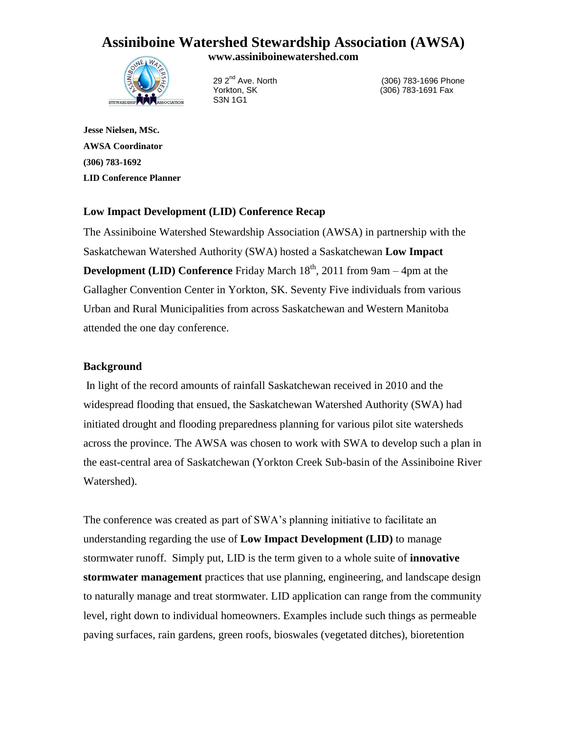# Assiniboine Watershed Stewardship Association (AWSA)

**www.assiniboinewatershed.com**

29 2nd Ave. North
Yorkton, SK
S3N 1G1

(306) 783-1696 Phone
(306) 783-1691 Fax

**Jesse Nielsen, MSc.**
**AWSA Coordinator**
**(306) 783-1692**
**LID Conference Planner**

### Low Impact Development (LID) Conference Recap

The Assiniboine Watershed Stewardship Association (AWSA) in partnership with the Saskatchewan Watershed Authority (SWA) hosted a Saskatchewan **Low Impact Development (LID) Conference** Friday March 18th, 2011 from 9am – 4pm at the Gallagher Convention Center in Yorkton, SK. Seventy Five individuals from various Urban and Rural Municipalities from across Saskatchewan and Western Manitoba attended the one day conference.

### Background

In light of the record amounts of rainfall Saskatchewan received in 2010 and the widespread flooding that ensued, the Saskatchewan Watershed Authority (SWA) had initiated drought and flooding preparedness planning for various pilot site watersheds across the province. The AWSA was chosen to work with SWA to develop such a plan in the east-central area of Saskatchewan (Yorkton Creek Sub-basin of the Assiniboine River Watershed).

The conference was created as part of SWA's planning initiative to facilitate an understanding regarding the use of **Low Impact Development (LID)** to manage stormwater runoff. Simply put, LID is the term given to a whole suite of **innovative stormwater management** practices that use planning, engineering, and landscape design to naturally manage and treat stormwater. LID application can range from the community level, right down to individual homeowners. Examples include such things as permeable paving surfaces, rain gardens, green roofs, bioswales (vegetated ditches), bioretention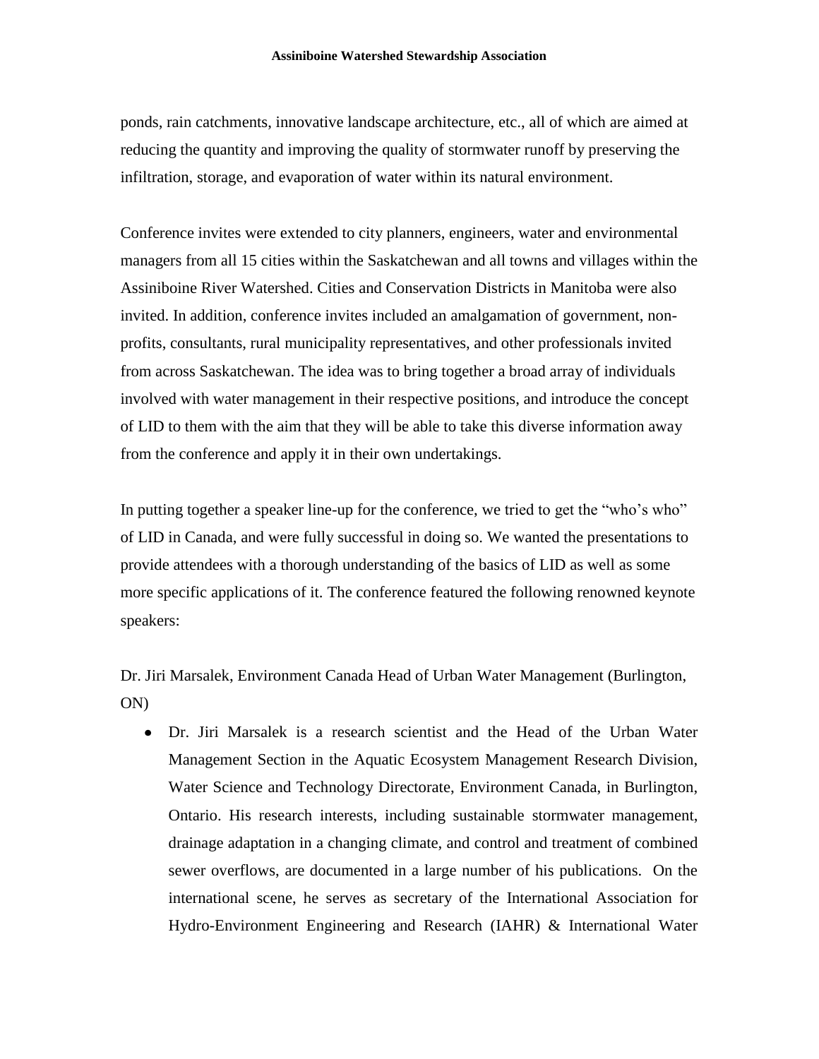ponds, rain catchments, innovative landscape architecture, etc., all of which are aimed at reducing the quantity and improving the quality of stormwater runoff by preserving the infiltration, storage, and evaporation of water within its natural environment.

Conference invites were extended to city planners, engineers, water and environmental managers from all 15 cities within the Saskatchewan and all towns and villages within the Assiniboine River Watershed. Cities and Conservation Districts in Manitoba were also invited. In addition, conference invites included an amalgamation of government, non-profits, consultants, rural municipality representatives, and other professionals invited from across Saskatchewan. The idea was to bring together a broad array of individuals involved with water management in their respective positions, and introduce the concept of LID to them with the aim that they will be able to take this diverse information away from the conference and apply it in their own undertakings.

In putting together a speaker line-up for the conference, we tried to get the "who's who" of LID in Canada, and were fully successful in doing so. We wanted the presentations to provide attendees with a thorough understanding of the basics of LID as well as some more specific applications of it. The conference featured the following renowned keynote speakers:

Dr. Jiri Marsalek, Environment Canada Head of Urban Water Management (Burlington, ON)

- Dr. Jiri Marsalek is a research scientist and the Head of the Urban Water Management Section in the Aquatic Ecosystem Management Research Division, Water Science and Technology Directorate, Environment Canada, in Burlington, Ontario. His research interests, including sustainable stormwater management, drainage adaptation in a changing climate, and control and treatment of combined sewer overflows, are documented in a large number of his publications. On the international scene, he serves as secretary of the International Association for Hydro-Environment Engineering and Research (IAHR) & International Water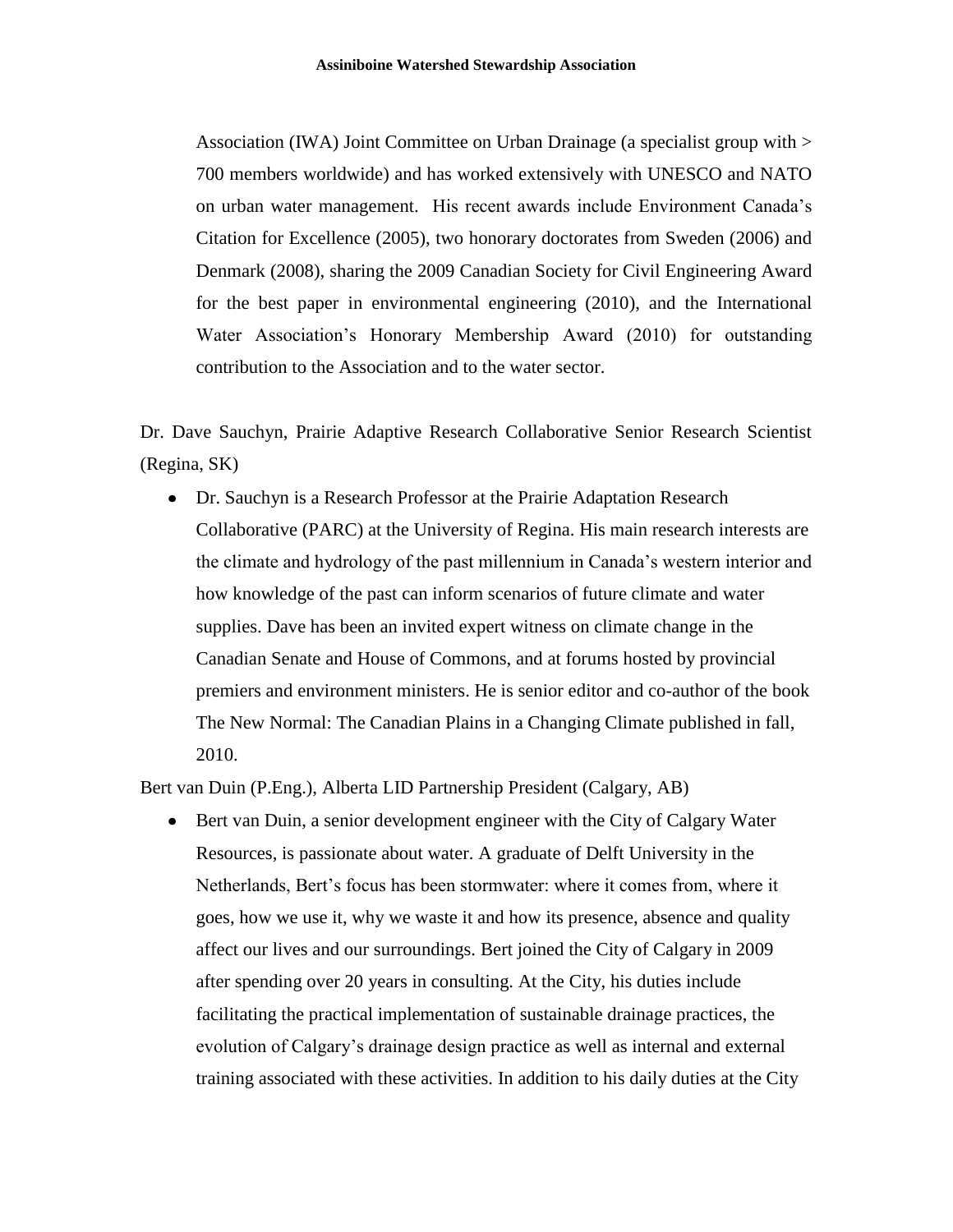Association (IWA) Joint Committee on Urban Drainage (a specialist group with > 700 members worldwide) and has worked extensively with UNESCO and NATO on urban water management. His recent awards include Environment Canada's Citation for Excellence (2005), two honorary doctorates from Sweden (2006) and Denmark (2008), sharing the 2009 Canadian Society for Civil Engineering Award for the best paper in environmental engineering (2010), and the International Water Association's Honorary Membership Award (2010) for outstanding contribution to the Association and to the water sector.

Dr. Dave Sauchyn, Prairie Adaptive Research Collaborative Senior Research Scientist (Regina, SK)

- Dr. Sauchyn is a Research Professor at the Prairie Adaptation Research Collaborative (PARC) at the University of Regina. His main research interests are the climate and hydrology of the past millennium in Canada's western interior and how knowledge of the past can inform scenarios of future climate and water supplies. Dave has been an invited expert witness on climate change in the Canadian Senate and House of Commons, and at forums hosted by provincial premiers and environment ministers. He is senior editor and co-author of the book The New Normal: The Canadian Plains in a Changing Climate published in fall, 2010.

Bert van Duin (P.Eng.), Alberta LID Partnership President (Calgary, AB)

- Bert van Duin, a senior development engineer with the City of Calgary Water Resources, is passionate about water. A graduate of Delft University in the Netherlands, Bert's focus has been stormwater: where it comes from, where it goes, how we use it, why we waste it and how its presence, absence and quality affect our lives and our surroundings. Bert joined the City of Calgary in 2009 after spending over 20 years in consulting. At the City, his duties include facilitating the practical implementation of sustainable drainage practices, the evolution of Calgary's drainage design practice as well as internal and external training associated with these activities. In addition to his daily duties at the City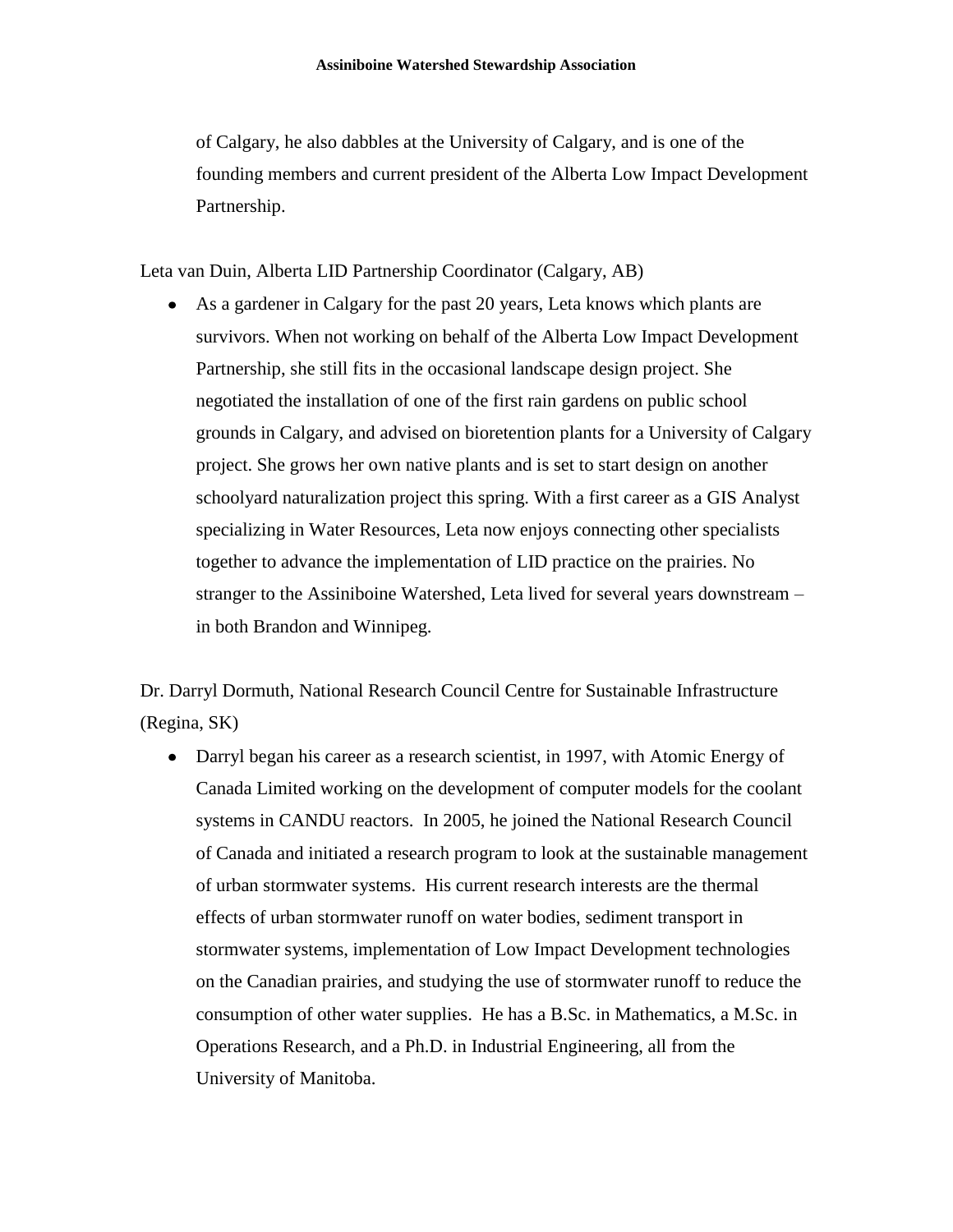of Calgary, he also dabbles at the University of Calgary, and is one of the founding members and current president of the Alberta Low Impact Development Partnership.

Leta van Duin, Alberta LID Partnership Coordinator (Calgary, AB)

- As a gardener in Calgary for the past 20 years, Leta knows which plants are survivors. When not working on behalf of the Alberta Low Impact Development Partnership, she still fits in the occasional landscape design project. She negotiated the installation of one of the first rain gardens on public school grounds in Calgary, and advised on bioretention plants for a University of Calgary project. She grows her own native plants and is set to start design on another schoolyard naturalization project this spring. With a first career as a GIS Analyst specializing in Water Resources, Leta now enjoys connecting other specialists together to advance the implementation of LID practice on the prairies. No stranger to the Assiniboine Watershed, Leta lived for several years downstream – in both Brandon and Winnipeg.

Dr. Darryl Dormuth, National Research Council Centre for Sustainable Infrastructure (Regina, SK)

- Darryl began his career as a research scientist, in 1997, with Atomic Energy of Canada Limited working on the development of computer models for the coolant systems in CANDU reactors. In 2005, he joined the National Research Council of Canada and initiated a research program to look at the sustainable management of urban stormwater systems. His current research interests are the thermal effects of urban stormwater runoff on water bodies, sediment transport in stormwater systems, implementation of Low Impact Development technologies on the Canadian prairies, and studying the use of stormwater runoff to reduce the consumption of other water supplies. He has a B.Sc. in Mathematics, a M.Sc. in Operations Research, and a Ph.D. in Industrial Engineering, all from the University of Manitoba.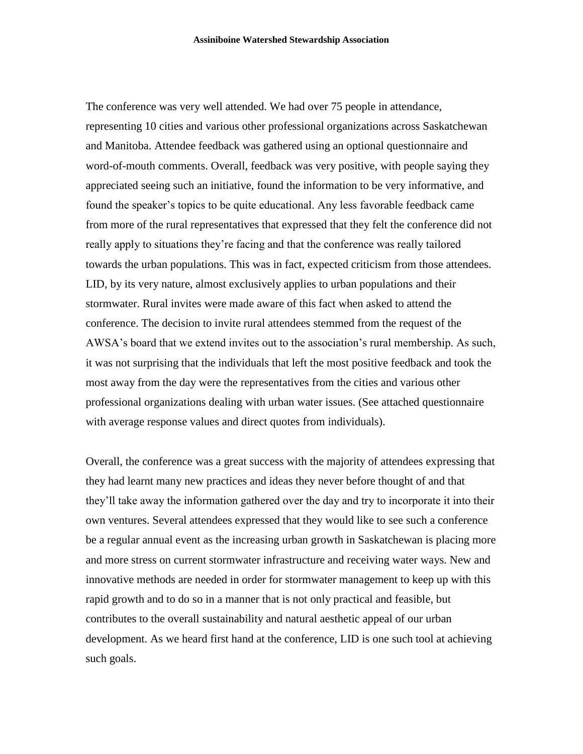The conference was very well attended. We had over 75 people in attendance, representing 10 cities and various other professional organizations across Saskatchewan and Manitoba. Attendee feedback was gathered using an optional questionnaire and word-of-mouth comments. Overall, feedback was very positive, with people saying they appreciated seeing such an initiative, found the information to be very informative, and found the speaker's topics to be quite educational. Any less favorable feedback came from more of the rural representatives that expressed that they felt the conference did not really apply to situations they're facing and that the conference was really tailored towards the urban populations. This was in fact, expected criticism from those attendees. LID, by its very nature, almost exclusively applies to urban populations and their stormwater. Rural invites were made aware of this fact when asked to attend the conference. The decision to invite rural attendees stemmed from the request of the AWSA's board that we extend invites out to the association's rural membership. As such, it was not surprising that the individuals that left the most positive feedback and took the most away from the day were the representatives from the cities and various other professional organizations dealing with urban water issues. (See attached questionnaire with average response values and direct quotes from individuals).

Overall, the conference was a great success with the majority of attendees expressing that they had learnt many new practices and ideas they never before thought of and that they'll take away the information gathered over the day and try to incorporate it into their own ventures. Several attendees expressed that they would like to see such a conference be a regular annual event as the increasing urban growth in Saskatchewan is placing more and more stress on current stormwater infrastructure and receiving water ways. New and innovative methods are needed in order for stormwater management to keep up with this rapid growth and to do so in a manner that is not only practical and feasible, but contributes to the overall sustainability and natural aesthetic appeal of our urban development. As we heard first hand at the conference, LID is one such tool at achieving such goals.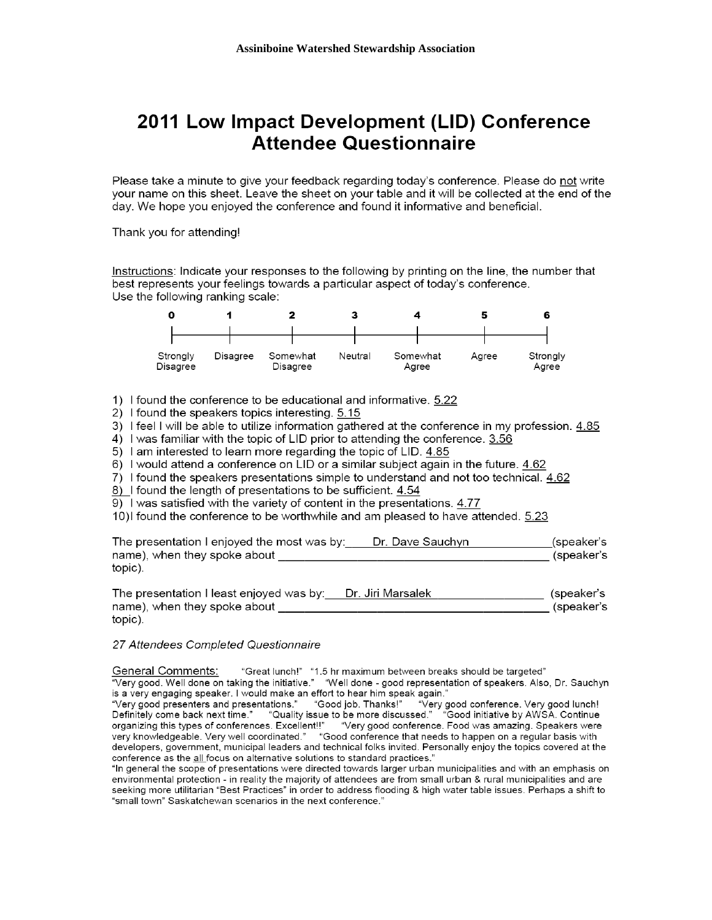**Assiniboine Watershed Stewardship Association**

# 2011 Low Impact Development (LID) Conference Attendee Questionnaire

Please take a minute to give your feedback regarding today's conference. Please do not write your name on this sheet. Leave the sheet on your table and it will be collected at the end of the day. We hope you enjoyed the conference and found it informative and beneficial.

Thank you for attending!

Instructions: Indicate your responses to the following by printing on the line, the number that best represents your feelings towards a particular aspect of today's conference. Use the following ranking scale:

| 0 | 1 | 2 | 3 | 4 | 5 | 6 |
|---|---|---|---|---|---|---|
| Strongly Disagree | Disagree | Somewhat Disagree | Neutral | Somewhat Agree | Agree | Strongly Agree |

1) I found the conference to be educational and informative. 5.22
2) I found the speakers topics interesting. 5.15
3) I feel I will be able to utilize information gathered at the conference in my profession. 4.85
4) I was familiar with the topic of LID prior to attending the conference. 3.56
5) I am interested to learn more regarding the topic of LID. 4.85
6) I would attend a conference on LID or a similar subject again in the future. 4.62
7) I found the speakers presentations simple to understand and not too technical. 4.62
8) I found the length of presentations to be sufficient. 4.54
9) I was satisfied with the variety of content in the presentations. 4.77
10) I found the conference to be worthwhile and am pleased to have attended. 5.23

The presentation I enjoyed the most was by: Dr. Dave Sauchyn (speaker's name), when they spoke about ____________ (speaker's topic).

The presentation I least enjoyed was by: Dr. Jiri Marsalek (speaker's name), when they spoke about ____________ (speaker's topic).

*27 Attendees Completed Questionnaire*

General Comments: "Great lunch!" "1.5 hr maximum between breaks should be targeted" "Very good. Well done on taking the initiative." "Well done - good representation of speakers. Also, Dr. Sauchyn is a very engaging speaker. I would make an effort to hear him speak again." "Very good presenters and presentations." "Good job. Thanks!" "Very good conference. Very good lunch! Definitely come back next time." "Quality issue to be more discussed." "Good initiative by AWSA. Continue organizing this types of conferences. Excellent!!" "Very good conference. Food was amazing. Speakers were very knowledgeable. Very well coordinated." "Good conference that needs to happen on a regular basis with developers, government, municipal leaders and technical folks invited. Personally enjoy the topics covered at the conference as the all focus on alternative solutions to standard practices."

"In general the scope of presentations were directed towards larger urban municipalities and with an emphasis on environmental protection - in reality the majority of attendees are from small urban & rural municipalities and are seeking more utilitarian "Best Practices" in order to address flooding & high water table issues. Perhaps a shift to "small town" Saskatchewan scenarios in the next conference."